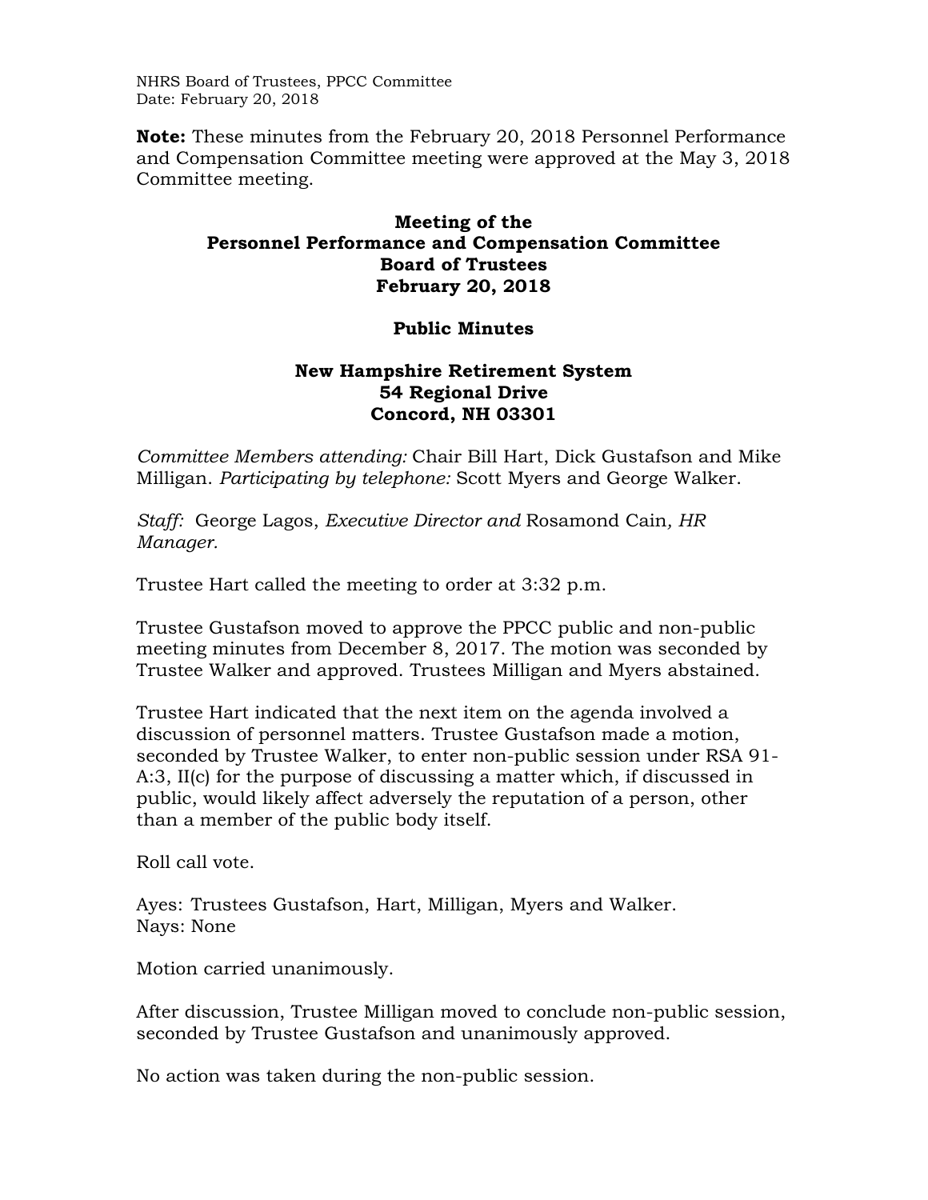NHRS Board of Trustees, PPCC Committee
Date: February 20, 2018

**Note:** These minutes from the February 20, 2018 Personnel Performance and Compensation Committee meeting were approved at the May 3, 2018 Committee meeting.

# Meeting of the Personnel Performance and Compensation Committee Board of Trustees February 20, 2018

## Public Minutes

### New Hampshire Retirement System 54 Regional Drive Concord, NH 03301

*Committee Members attending:* Chair Bill Hart, Dick Gustafson and Mike Milligan. *Participating by telephone:* Scott Myers and George Walker.

*Staff:* George Lagos, *Executive Director and* Rosamond Cain*, HR Manager.*

Trustee Hart called the meeting to order at 3:32 p.m.

Trustee Gustafson moved to approve the PPCC public and non-public meeting minutes from December 8, 2017. The motion was seconded by Trustee Walker and approved. Trustees Milligan and Myers abstained.

Trustee Hart indicated that the next item on the agenda involved a discussion of personnel matters. Trustee Gustafson made a motion, seconded by Trustee Walker, to enter non-public session under RSA 91-A:3, II(c) for the purpose of discussing a matter which, if discussed in public, would likely affect adversely the reputation of a person, other than a member of the public body itself.

Roll call vote.

Ayes: Trustees Gustafson, Hart, Milligan, Myers and Walker.
Nays: None

Motion carried unanimously.

After discussion, Trustee Milligan moved to conclude non-public session, seconded by Trustee Gustafson and unanimously approved.

No action was taken during the non-public session.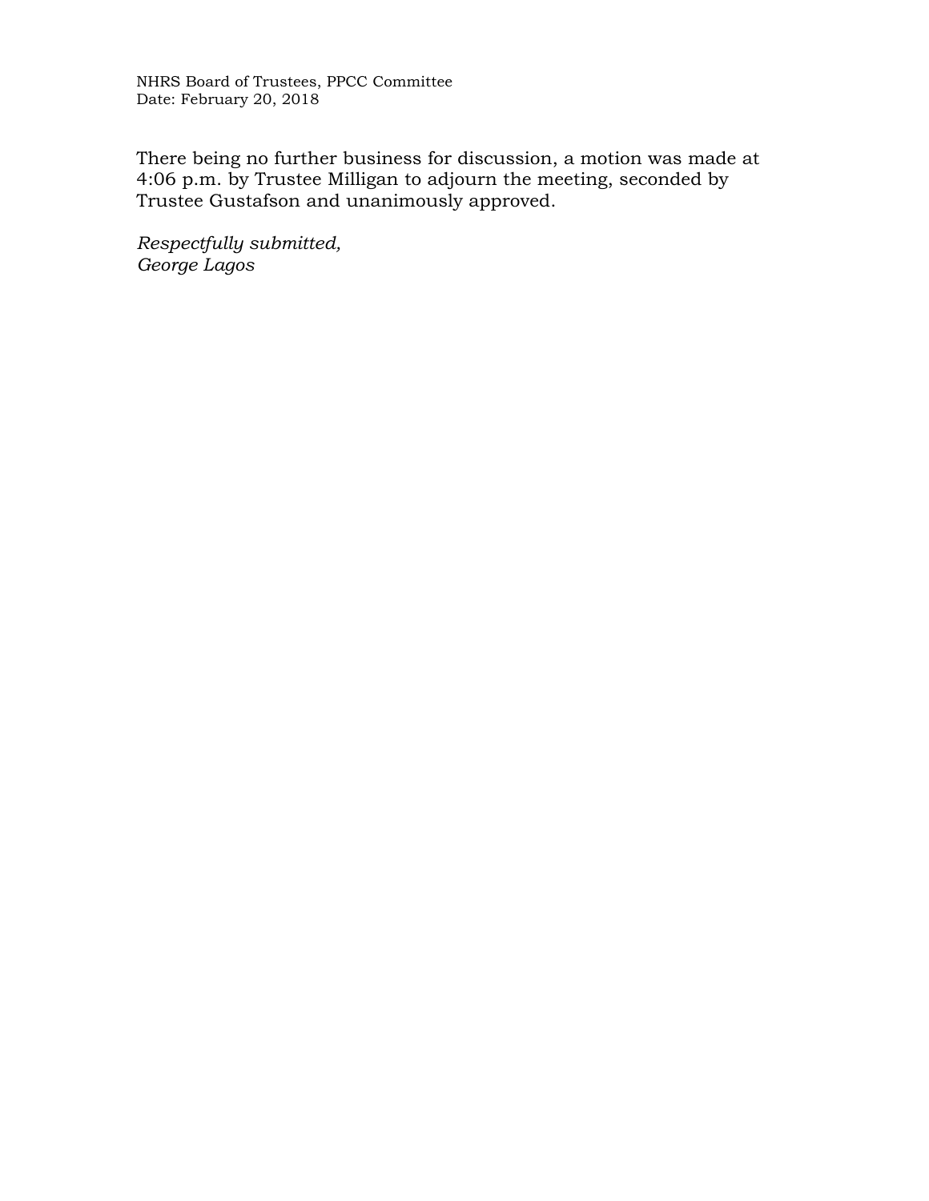There being no further business for discussion, a motion was made at 4:06 p.m. by Trustee Milligan to adjourn the meeting, seconded by Trustee Gustafson and unanimously approved.

*Respectfully submitted,*
*George Lagos*